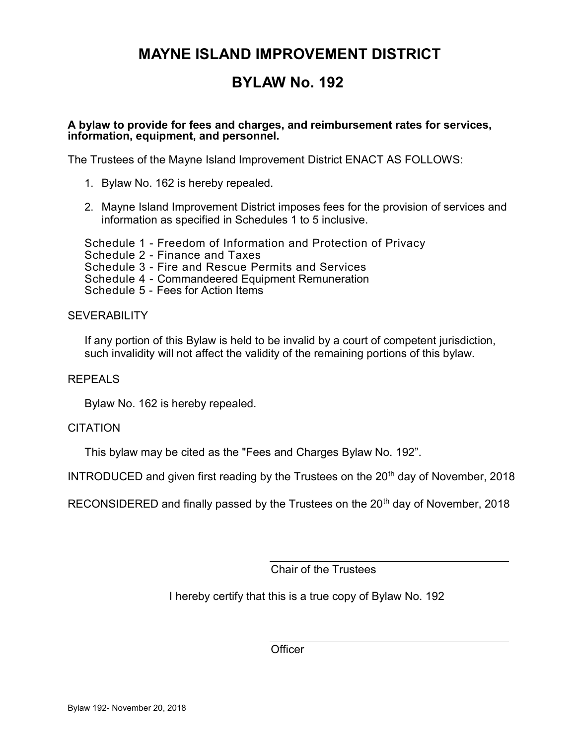# MAYNE ISLAND IMPROVEMENT DISTRICT

# BYLAW No. 192

**A bylaw to provide for fees and charges, and reimbursement rates for services, information, equipment, and personnel.**

The Trustees of the Mayne Island Improvement District ENACT AS FOLLOWS:

1. Bylaw No. 162 is hereby repealed.

2. Mayne Island Improvement District imposes fees for the provision of services and information as specified in Schedules 1 to 5 inclusive.

Schedule 1 - Freedom of Information and Protection of Privacy
Schedule 2 - Finance and Taxes
Schedule 3 - Fire and Rescue Permits and Services
Schedule 4 - Commandeered Equipment Remuneration
Schedule 5 - Fees for Action Items

SEVERABILITY

If any portion of this Bylaw is held to be invalid by a court of competent jurisdiction, such invalidity will not affect the validity of the remaining portions of this bylaw.

REPEALS

Bylaw No. 162 is hereby repealed.

CITATION

This bylaw may be cited as the "Fees and Charges Bylaw No. 192".

INTRODUCED and given first reading by the Trustees on the 20th day of November, 2018

RECONSIDERED and finally passed by the Trustees on the 20th day of November, 2018

\_\_\_\_\_\_\_\_\_\_\_\_\_\_\_\_\_\_\_\_\_\_\_\_\_\_\_\_\_\_\_\_\_\_\_\_\_\_\_\_
Chair of the Trustees

I hereby certify that this is a true copy of Bylaw No. 192

\_\_\_\_\_\_\_\_\_\_\_\_\_\_\_\_\_\_\_\_\_\_\_\_\_\_\_\_\_\_\_\_\_\_\_\_\_\_\_\_
Officer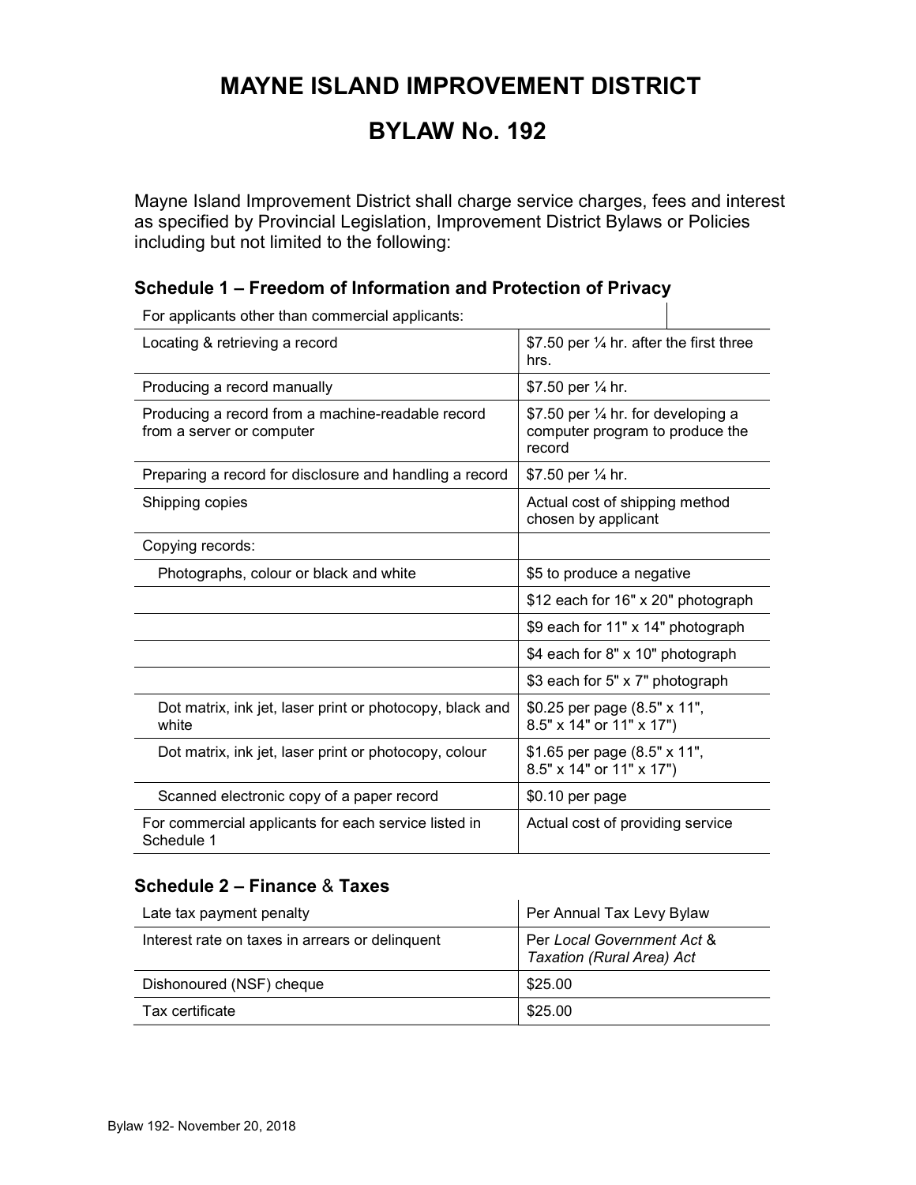# MAYNE ISLAND IMPROVEMENT DISTRICT

# BYLAW No. 192

Mayne Island Improvement District shall charge service charges, fees and interest as specified by Provincial Legislation, Improvement District Bylaws or Policies including but not limited to the following:

### Schedule 1 – Freedom of Information and Protection of Privacy

| For applicants other than commercial applicants: | |
|---|---|
| Locating & retrieving a record | $7.50 per ¼ hr. after the first three hrs. |
| Producing a record manually | $7.50 per ¼ hr. |
| Producing a record from a machine-readable record from a server or computer | $7.50 per ¼ hr. for developing a computer program to produce the record |
| Preparing a record for disclosure and handling a record | $7.50 per ¼ hr. |
| Shipping copies | Actual cost of shipping method chosen by applicant |
| Copying records: | |
| Photographs, colour or black and white | $5 to produce a negative |
| | $12 each for 16" x 20" photograph |
| | $9 each for 11" x 14" photograph |
| | $4 each for 8" x 10" photograph |
| | $3 each for 5" x 7" photograph |
| Dot matrix, ink jet, laser print or photocopy, black and white | $0.25 per page (8.5" x 11", 8.5" x 14" or 11" x 17") |
| Dot matrix, ink jet, laser print or photocopy, colour | $1.65 per page (8.5" x 11", 8.5" x 14" or 11" x 17") |
| Scanned electronic copy of a paper record | $0.10 per page |
| For commercial applicants for each service listed in Schedule 1 | Actual cost of providing service |

### Schedule 2 – Finance & Taxes

| | |
|---|---|
| Late tax payment penalty | Per Annual Tax Levy Bylaw |
| Interest rate on taxes in arrears or delinquent | Per *Local Government Act* & *Taxation (Rural Area) Act* |
| Dishonoured (NSF) cheque | $25.00 |
| Tax certificate | $25.00 |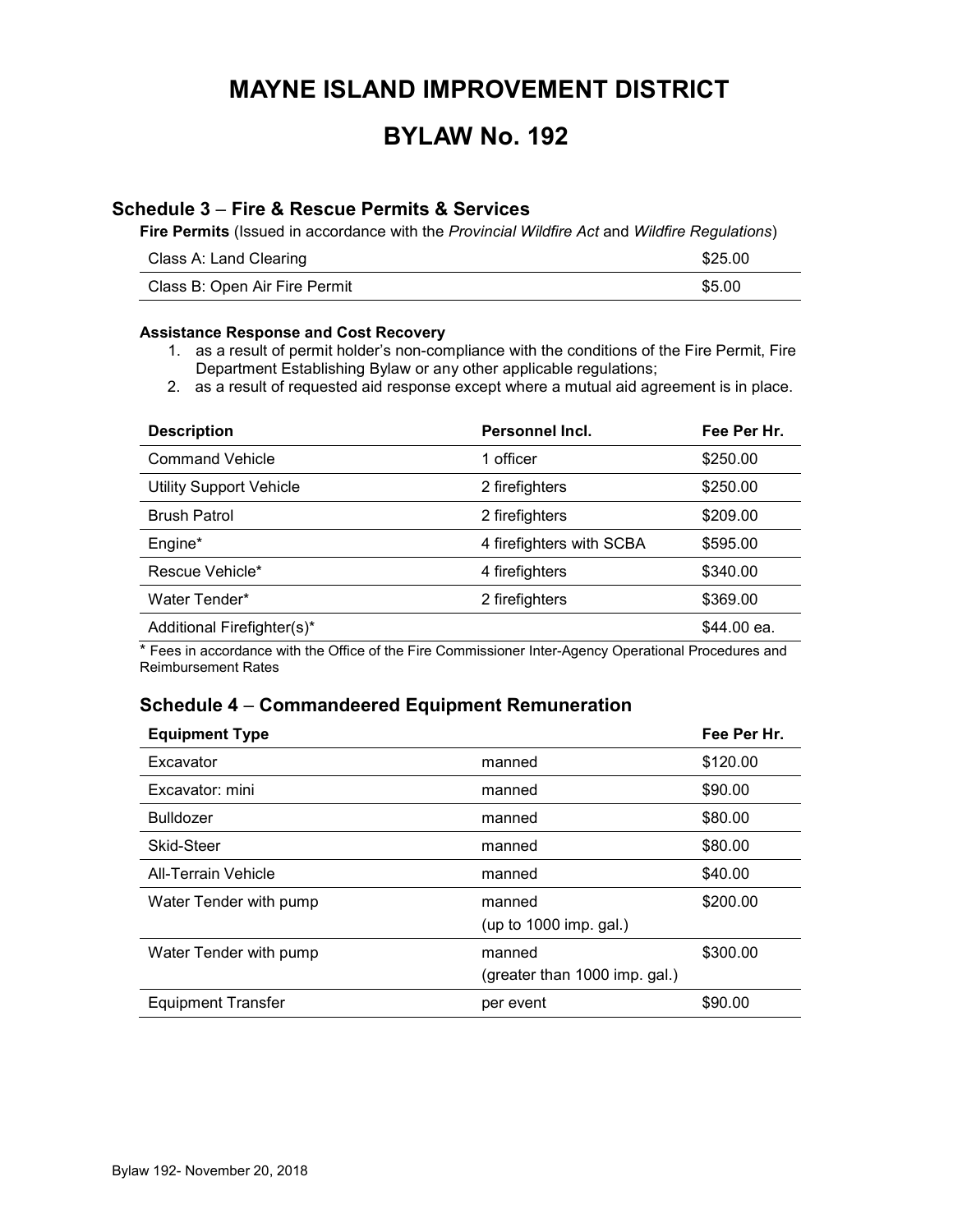# MAYNE ISLAND IMPROVEMENT DISTRICT

# BYLAW No. 192

## Schedule 3 – Fire & Rescue Permits & Services

**Fire Permits** (Issued in accordance with the *Provincial Wildfire Act* and *Wildfire Regulations*)

| | |
|---|---|
| Class A: Land Clearing | $25.00 |
| Class B: Open Air Fire Permit | $5.00 |

**Assistance Response and Cost Recovery**

1. as a result of permit holder's non-compliance with the conditions of the Fire Permit, Fire Department Establishing Bylaw or any other applicable regulations;
2. as a result of requested aid response except where a mutual aid agreement is in place.

| Description | Personnel Incl. | Fee Per Hr. |
|---|---|---|
| Command Vehicle | 1 officer | $250.00 |
| Utility Support Vehicle | 2 firefighters | $250.00 |
| Brush Patrol | 2 firefighters | $209.00 |
| Engine* | 4 firefighters with SCBA | $595.00 |
| Rescue Vehicle* | 4 firefighters | $340.00 |
| Water Tender* | 2 firefighters | $369.00 |
| Additional Firefighter(s)* | | $44.00 ea. |

* Fees in accordance with the Office of the Fire Commissioner Inter-Agency Operational Procedures and Reimbursement Rates

## Schedule 4 – Commandeered Equipment Remuneration

| Equipment Type | | Fee Per Hr. |
|---|---|---|
| Excavator | manned | $120.00 |
| Excavator: mini | manned | $90.00 |
| Bulldozer | manned | $80.00 |
| Skid-Steer | manned | $80.00 |
| All-Terrain Vehicle | manned | $40.00 |
| Water Tender with pump | manned (up to 1000 imp. gal.) | $200.00 |
| Water Tender with pump | manned (greater than 1000 imp. gal.) | $300.00 |
| Equipment Transfer | per event | $90.00 |

Bylaw 192- November 20, 2018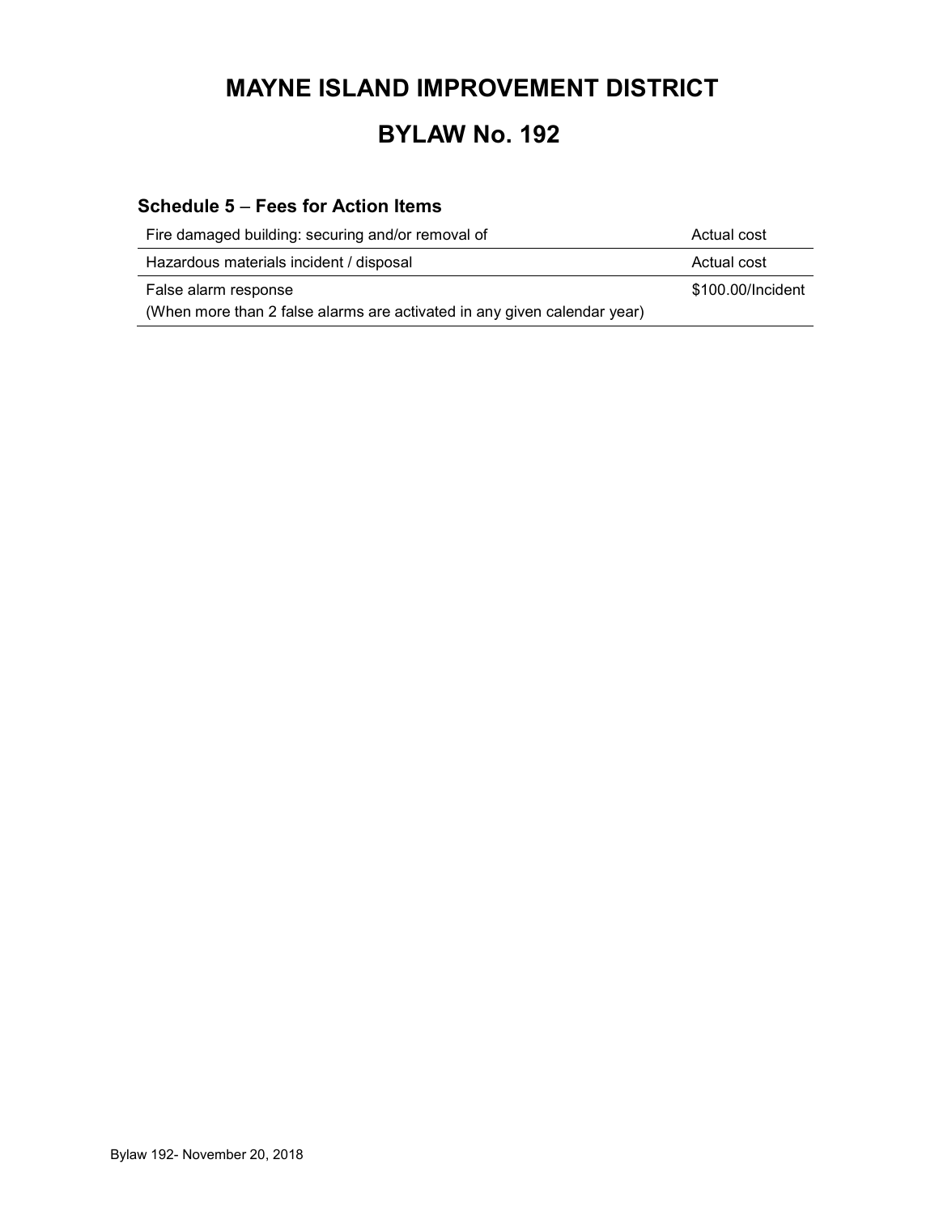# MAYNE ISLAND IMPROVEMENT DISTRICT

# BYLAW No. 192

### Schedule 5 – Fees for Action Items

| | |
|---|---|
| Fire damaged building: securing and/or removal of | Actual cost |
| Hazardous materials incident / disposal | Actual cost |
| False alarm response<br>(When more than 2 false alarms are activated in any given calendar year) | $100.00/Incident |